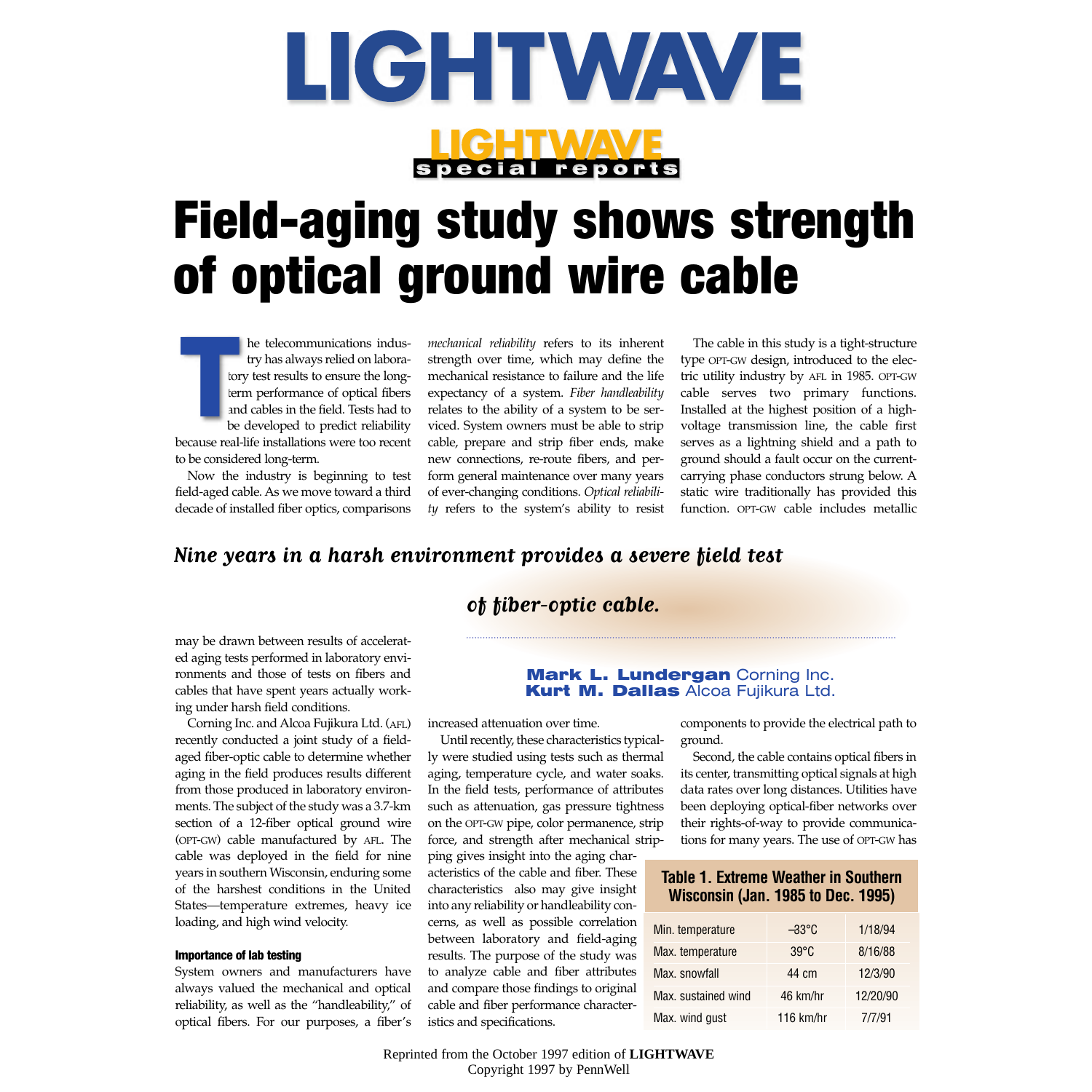# LIGHTWAVE

LIGHTWAVE special reports

# Field-aging study shows strength of optical ground wire cable

*Nine years in a harsh environment provides a severe field test of fiber-optic cable.*

**Mark L. Lundergan** Corning Inc.
**Kurt M. Dallas** Alcoa Fujikura Ltd.

The telecommunications industry has always relied on laboratory test results to ensure the long-term performance of optical fibers and cables in the field. Tests had to be developed to predict reliability because real-life installations were too recent to be considered long-term.

Now the industry is beginning to test field-aged cable. As we move toward a third decade of installed fiber optics, comparisons may be drawn between results of accelerated aging tests performed in laboratory environments and those of tests on fibers and cables that have spent years actually working under harsh field conditions.

Corning Inc. and Alcoa Fujikura Ltd. (AFL) recently conducted a joint study of a field-aged fiber-optic cable to determine whether aging in the field produces results different from those produced in laboratory environments. The subject of the study was a 3.7-km section of a 12-fiber optical ground wire (OPT-GW) cable manufactured by AFL. The cable was deployed in the field for nine years in southern Wisconsin, enduring some of the harshest conditions in the United States—temperature extremes, heavy ice loading, and high wind velocity.

#### Importance of lab testing

System owners and manufacturers have always valued the mechanical and optical reliability, as well as the "handleability," of optical fibers. For our purposes, a fiber's *mechanical reliability* refers to its inherent strength over time, which may define the mechanical resistance to failure and the life expectancy of a system. *Fiber handleability* relates to the ability of a system to be serviced. System owners must be able to strip cable, prepare and strip fiber ends, make new connections, re-route fibers, and perform general maintenance over many years of ever-changing conditions. *Optical reliability* refers to the system's ability to resist increased attenuation over time.

Until recently, these characteristics typically were studied using tests such as thermal aging, temperature cycle, and water soaks. In the field tests, performance of attributes such as attenuation, gas pressure tightness on the OPT-GW pipe, color permanence, strip force, and strength after mechanical stripping gives insight into the aging characteristics of the cable and fiber. These characteristics also may give insight into any reliability or handleability concerns, as well as possible correlation between laboratory and field-aging results. The purpose of the study was to analyze cable and fiber attributes and compare those findings to original cable and fiber performance characteristics and specifications.

The cable in this study is a tight-structure type OPT-GW design, introduced to the electric utility industry by AFL in 1985. OPT-GW cable serves two primary functions. Installed at the highest position of a high-voltage transmission line, the cable first serves as a lightning shield and a path to ground should a fault occur on the current-carrying phase conductors strung below. A static wire traditionally has provided this function. OPT-GW cable includes metallic components to provide the electrical path to ground.

Second, the cable contains optical fibers in its center, transmitting optical signals at high data rates over long distances. Utilities have been deploying optical-fiber networks over their rights-of-way to provide communications for many years. The use of OPT-GW has

**Table 1. Extreme Weather in Southern Wisconsin (Jan. 1985 to Dec. 1995)**

| | | |
|---|---|---|
| Min. temperature | –33°C | 1/18/94 |
| Max. temperature | 39°C | 8/16/88 |
| Max. snowfall | 44 cm | 12/3/90 |
| Max. sustained wind | 46 km/hr | 12/20/90 |
| Max. wind gust | 116 km/hr | 7/7/91 |

Reprinted from the October 1997 edition of **LIGHTWAVE**
Copyright 1997 by PennWell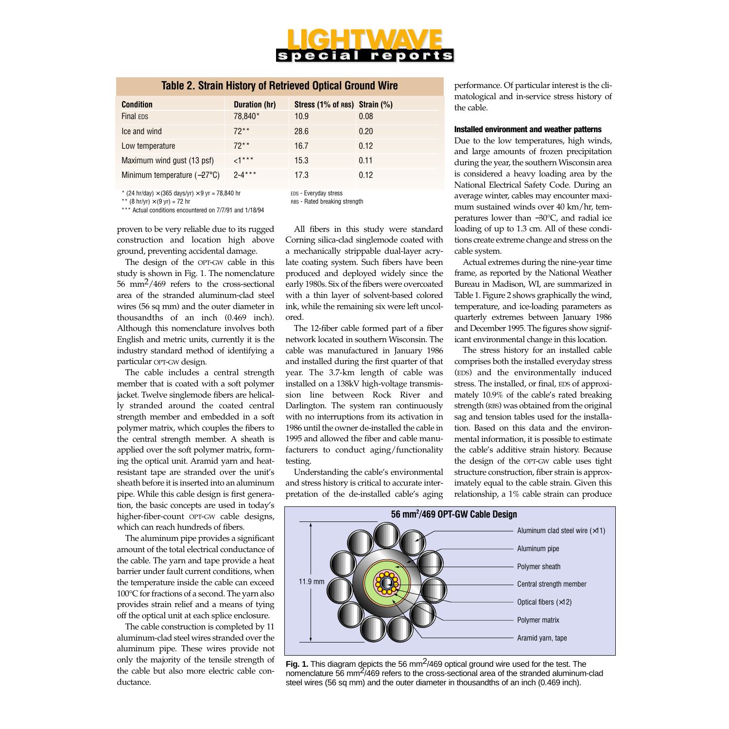**Table 2. Strain History of Retrieved Optical Ground Wire**

| Condition | Duration (hr) | Stress (1% of RBS) | Strain (%) |
|---|---|---|---|
| Final EDS | 78,840* | 10.9 | 0.08 |
| Ice and wind | 72** | 28.6 | 0.20 |
| Low temperature | 72** | 16.7 | 0.12 |
| Maximum wind gust (13 psf) | <1*** | 15.3 | 0.11 |
| Minimum temperature (–27°C) | 2-4*** | 17.3 | 0.12 |

\* (24 hr/day) × (365 days/yr) × 9 yr = 78,840 hr
** (8 hr/yr) × (9 yr) = 72 hr
*** Actual conditions encountered on 7/7/91 and 1/18/94

EDS - Everyday stress
RBS - Rated breaking strength

proven to be very reliable due to its rugged construction and location high above ground, preventing accidental damage.

The design of the OPT-GW cable in this study is shown in Fig. 1. The nomenclature 56 $mm^2$/469 refers to the cross-sectional area of the stranded aluminum-clad steel wires (56 sq mm) and the outer diameter in thousandths of an inch (0.469 inch). Although this nomenclature involves both English and metric units, currently it is the industry standard method of identifying a particular OPT-GW design.

The cable includes a central strength member that is coated with a soft polymer jacket. Twelve singlemode fibers are helically stranded around the coated central strength member and embedded in a soft polymer matrix, which couples the fibers to the central strength member. A sheath is applied over the soft polymer matrix, forming the optical unit. Aramid yarn and heat-resistant tape are stranded over the unit's sheath before it is inserted into an aluminum pipe. While this cable design is first generation, the basic concepts are used in today's higher-fiber-count OPT-GW cable designs, which can reach hundreds of fibers.

The aluminum pipe provides a significant amount of the total electrical conductance of the cable. The yarn and tape provide a heat barrier under fault current conditions, when the temperature inside the cable can exceed 100°C for fractions of a second. The yarn also provides strain relief and a means of tying off the optical unit at each splice enclosure.

The cable construction is completed by 11 aluminum-clad steel wires stranded over the aluminum pipe. These wires provide not only the majority of the tensile strength of the cable but also more electric cable conductance.

All fibers in this study were standard Corning silica-clad singlemode coated with a mechanically strippable dual-layer acrylate coating system. Such fibers have been produced and deployed widely since the early 1980s. Six of the fibers were overcoated with a thin layer of solvent-based colored ink, while the remaining six were left uncolored.

The 12-fiber cable formed part of a fiber network located in southern Wisconsin. The cable was manufactured in January 1986 and installed during the first quarter of that year. The 3.7-km length of cable was installed on a 138kV high-voltage transmission line between Rock River and Darlington. The system ran continuously with no interruptions from its activation in 1986 until the owner de-installed the cable in 1995 and allowed the fiber and cable manufacturers to conduct aging/functionality testing.

Understanding the cable's environmental and stress history is critical to accurate interpretation of the de-installed cable's aging performance. Of particular interest is the climatological and in-service stress history of the cable.

### Installed environment and weather patterns

Due to the low temperatures, high winds, and large amounts of frozen precipitation during the year, the southern Wisconsin area is considered a heavy loading area by the National Electrical Safety Code. During an average winter, cables may encounter maximum sustained winds over 40 km/hr, temperatures lower than –30°C, and radial ice loading of up to 1.3 cm. All of these conditions create extreme change and stress on the cable system.

Actual extremes during the nine-year time frame, as reported by the National Weather Bureau in Madison, WI, are summarized in Table 1. Figure 2 shows graphically the wind, temperature, and ice-loading parameters as quarterly extremes between January 1986 and December 1995. The figures show significant environmental change in this location.

The stress history for an installed cable comprises both the installed everyday stress (EDS) and the environmentally induced stress. The installed, or final, EDS of approximately 10.9% of the cable's rated breaking strength (RBS) was obtained from the original sag and tension tables used for the installation. Based on this data and the environmental information, it is possible to estimate the cable's additive strain history. Because the design of the OPT-GW cable uses tight structure construction, fiber strain is approximately equal to the cable strain. Given this relationship, a 1% cable strain can produce

**56 $mm^2$/469 OPT-GW Cable Design**

11.9 mm

Aluminum clad steel wire (×11)
Aluminum pipe
Polymer sheath
Central strength member
Optical fibers (×12)
Polymer matrix
Aramid yarn, tape

**Fig. 1.** This diagram depicts the 56 $mm^2$/469 optical ground wire used for the test. The nomenclature 56 $mm^2$/469 refers to the cross-sectional area of the stranded aluminum-clad steel wires (56 sq mm) and the outer diameter in thousandths of an inch (0.469 inch).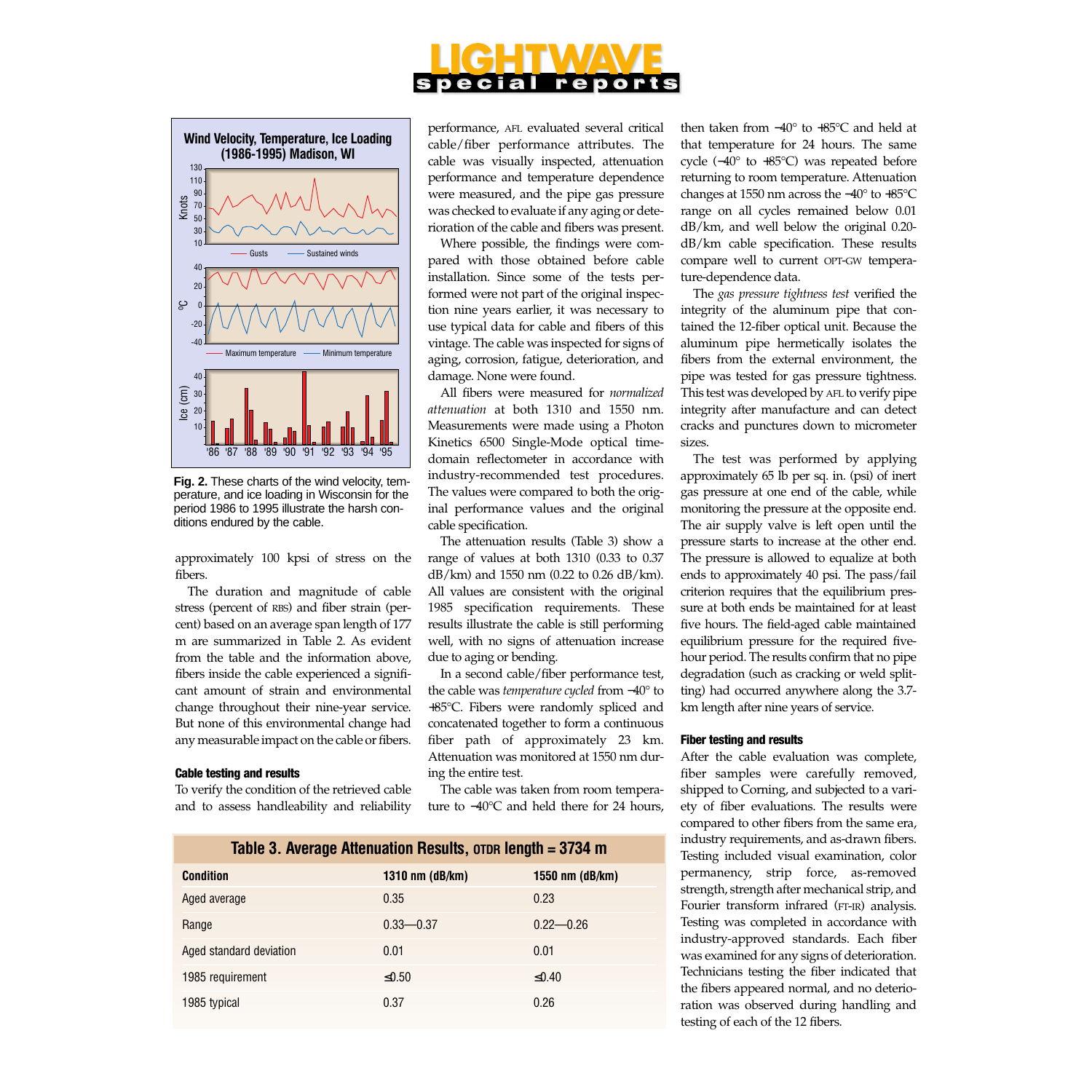Fig. 2. These charts of the wind velocity, temperature, and ice loading in Wisconsin for the period 1986 to 1995 illustrate the harsh conditions endured by the cable.

approximately 100 kpsi of stress on the fibers.

The duration and magnitude of cable stress (percent of RBS) and fiber strain (percent) based on an average span length of 177 m are summarized in Table 2. As evident from the table and the information above, fibers inside the cable experienced a significant amount of strain and environmental change throughout their nine-year service. But none of this environmental change had any measurable impact on the cable or fibers.

#### Cable testing and results

To verify the condition of the retrieved cable and to assess handleability and reliability performance, AFL evaluated several critical cable/fiber performance attributes. The cable was visually inspected, attenuation performance and temperature dependence were measured, and the pipe gas pressure was checked to evaluate if any aging or deterioration of the cable and fibers was present.

Where possible, the findings were compared with those obtained before cable installation. Since some of the tests performed were not part of the original inspection nine years earlier, it was necessary to use typical data for cable and fibers of this vintage. The cable was inspected for signs of aging, corrosion, fatigue, deterioration, and damage. None were found.

All fibers were measured for *normalized attenuation* at both 1310 and 1550 nm. Measurements were made using a Photon Kinetics 6500 Single-Mode optical time-domain reflectometer in accordance with industry-recommended test procedures. The values were compared to both the original performance values and the original cable specification.

The attenuation results (Table 3) show a range of values at both 1310 (0.33 to 0.37 dB/km) and 1550 nm (0.22 to 0.26 dB/km). All values are consistent with the original 1985 specification requirements. These results illustrate the cable is still performing well, with no signs of attenuation increase due to aging or bending.

In a second cable/fiber performance test, the cable was *temperature cycled* from −40° to +85°C. Fibers were randomly spliced and concatenated together to form a continuous fiber path of approximately 23 km. Attenuation was monitored at 1550 nm during the entire test.

The cable was taken from room temperature to −40°C and held there for 24 hours, then taken from −40° to +85°C and held at that temperature for 24 hours. The same cycle (−40° to +85°C) was repeated before returning to room temperature. Attenuation changes at 1550 nm across the −40° to +85°C range on all cycles remained below 0.01 dB/km, and well below the original 0.20-dB/km cable specification. These results compare well to current OPT-GW temperature-dependence data.

The *gas pressure tightness test* verified the integrity of the aluminum pipe that contained the 12-fiber optical unit. Because the aluminum pipe hermetically isolates the fibers from the external environment, the pipe was tested for gas pressure tightness. This test was developed by AFL to verify pipe integrity after manufacture and can detect cracks and punctures down to micrometer sizes.

The test was performed by applying approximately 65 lb per sq. in. (psi) of inert gas pressure at one end of the cable, while monitoring the pressure at the opposite end. The air supply valve is left open until the pressure starts to increase at the other end. The pressure is allowed to equalize at both ends to approximately 40 psi. The pass/fail criterion requires that the equilibrium pressure at both ends be maintained for at least five hours. The field-aged cable maintained equilibrium pressure for the required five-hour period. The results confirm that no pipe degradation (such as cracking or weld splitting) had occurred anywhere along the 3.7-km length after nine years of service.

#### Fiber testing and results

After the cable evaluation was complete, fiber samples were carefully removed, shipped to Corning, and subjected to a variety of fiber evaluations. The results were compared to other fibers from the same era, industry requirements, and as-drawn fibers. Testing included visual examination, color permanency, strip force, as-removed strength, strength after mechanical strip, and Fourier transform infrared (FT-IR) analysis. Testing was completed in accordance with industry-approved standards. Each fiber was examined for any signs of deterioration. Technicians testing the fiber indicated that the fibers appeared normal, and no deterioration was observed during handling and testing of each of the 12 fibers.

**Table 3. Average Attenuation Results, OTDR length = 3734 m**

| Condition | 1310 nm (dB/km) | 1550 nm (dB/km) |
|---|---|---|
| Aged average | 0.35 | 0.23 |
| Range | 0.33—0.37 | 0.22—0.26 |
| Aged standard deviation | 0.01 | 0.01 |
| 1985 requirement | ≤0.50 | ≤0.40 |
| 1985 typical | 0.37 | 0.26 |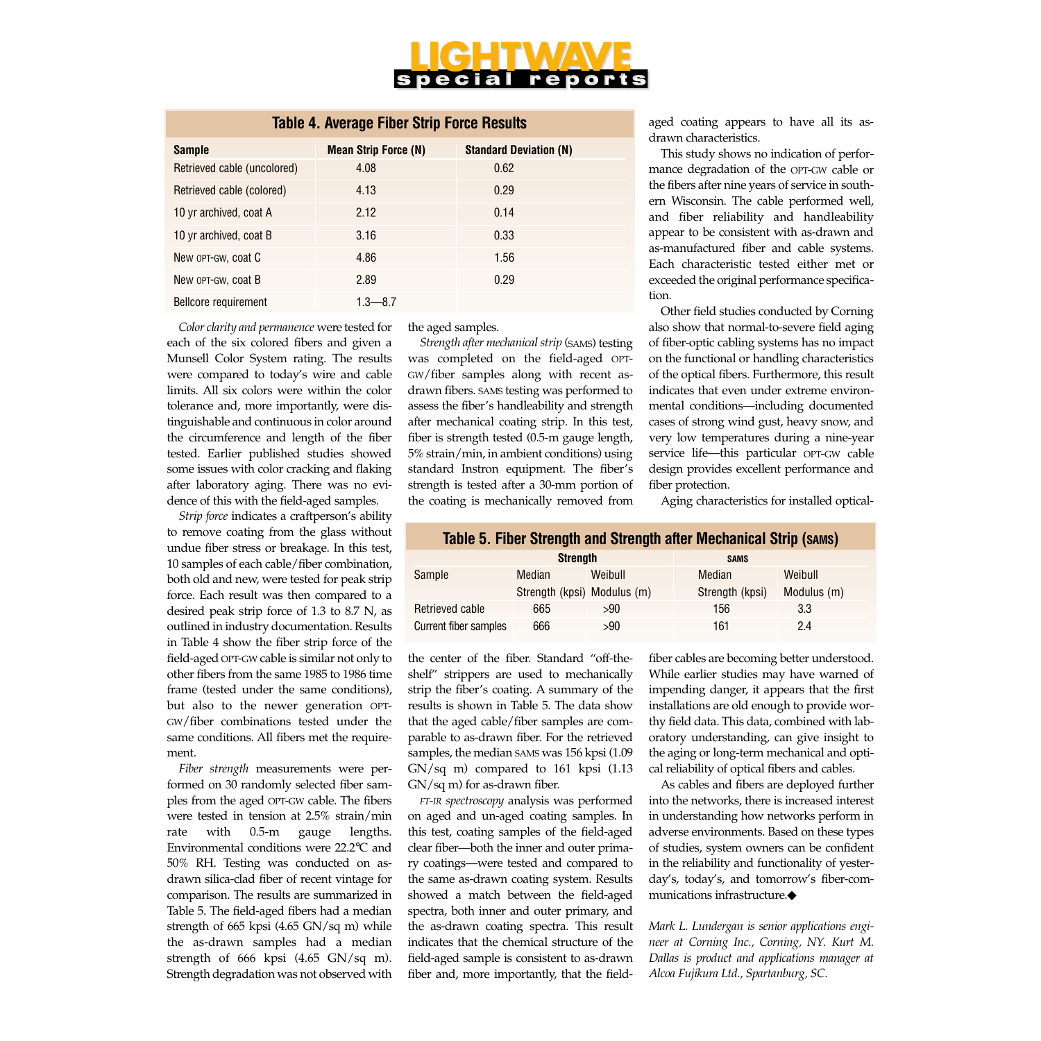**Table 4. Average Fiber Strip Force Results**

| Sample | Mean Strip Force (N) | Standard Deviation (N) |
|---|---|---|
| Retrieved cable (uncolored) | 4.08 | 0.62 |
| Retrieved cable (colored) | 4.13 | 0.29 |
| 10 yr archived, coat A | 2.12 | 0.14 |
| 10 yr archived, coat B | 3.16 | 0.33 |
| New OPT-GW, coat C | 4.86 | 1.56 |
| New OPT-GW, coat B | 2.89 | 0.29 |
| Bellcore requirement | 1.3—8.7 | |

*Color clarity and permanence* were tested for each of the six colored fibers and given a Munsell Color System rating. The results were compared to today's wire and cable limits. All six colors were within the color tolerance and, more importantly, were distinguishable and continuous in color around the circumference and length of the fiber tested. Earlier published studies showed some issues with color cracking and flaking after laboratory aging. There was no evidence of this with the field-aged samples.

*Strip force* indicates a craftperson's ability to remove coating from the glass without undue fiber stress or breakage. In this test, 10 samples of each cable/fiber combination, both old and new, were tested for peak strip force. Each result was then compared to a desired peak strip force of 1.3 to 8.7 N, as outlined in industry documentation. Results in Table 4 show the fiber strip force of the field-aged OPT-GW cable is similar not only to other fibers from the same 1985 to 1986 time frame (tested under the same conditions), but also to the newer generation OPT-GW/fiber combinations tested under the same conditions. All fibers met the requirement.

*Fiber strength* measurements were performed on 30 randomly selected fiber samples from the aged OPT-GW cable. The fibers were tested in tension at 2.5% strain/min rate with 0.5-m gauge lengths. Environmental conditions were 22.2°C and 50% RH. Testing was conducted on as-drawn silica-clad fiber of recent vintage for comparison. The results are summarized in Table 5. The field-aged fibers had a median strength of 665 kpsi (4.65 GN/sq m) while the as-drawn samples had a median strength of 666 kpsi (4.65 GN/sq m). Strength degradation was not observed with the aged samples.

*Strength after mechanical strip* (SAMS) testing was completed on the field-aged OPT-GW/fiber samples along with recent as-drawn fibers. SAMS testing was performed to assess the fiber's handleability and strength after mechanical coating strip. In this test, fiber is strength tested (0.5-m gauge length, 5% strain/min, in ambient conditions) using standard Instron equipment. The fiber's strength is tested after a 30-mm portion of the coating is mechanically removed from the center of the fiber. Standard "off-the-shelf" strippers are used to mechanically strip the fiber's coating. A summary of the results is shown in Table 5. The data show that the aged cable/fiber samples are comparable to as-drawn fiber. For the retrieved samples, the median SAMS was 156 kpsi (1.09 GN/sq m) compared to 161 kpsi (1.13 GN/sq m) for as-drawn fiber.

**Table 5. Fiber Strength and Strength after Mechanical Strip (SAMS)**

| | Strength | | SAMS | |
|---|---|---|---|---|
| Sample | Median Strength (kpsi) | Weibull Modulus (m) | Median Strength (kpsi) | Weibull Modulus (m) |
| Retrieved cable | 665 | >90 | 156 | 3.3 |
| Current fiber samples | 666 | >90 | 161 | 2.4 |

*FT-IR spectroscopy* analysis was performed on aged and un-aged coating samples. In this test, coating samples of the field-aged clear fiber—both the inner and outer primary coatings—were tested and compared to the same as-drawn coating system. Results showed a match between the field-aged spectra, both inner and outer primary, and the as-drawn coating spectra. This result indicates that the chemical structure of the field-aged sample is consistent to as-drawn fiber and, more importantly, that the field-aged coating appears to have all its as-drawn characteristics.

This study shows no indication of performance degradation of the OPT-GW cable or the fibers after nine years of service in southern Wisconsin. The cable performed well, and fiber reliability and handleability appear to be consistent with as-drawn and as-manufactured fiber and cable systems. Each characteristic tested either met or exceeded the original performance specification.

Other field studies conducted by Corning also show that normal-to-severe field aging of fiber-optic cabling systems has no impact on the functional or handling characteristics of the optical fibers. Furthermore, this result indicates that even under extreme environmental conditions—including documented cases of strong wind gust, heavy snow, and very low temperatures during a nine-year service life—this particular OPT-GW cable design provides excellent performance and fiber protection.

Aging characteristics for installed optical-fiber cables are becoming better understood. While earlier studies may have warned of impending danger, it appears that the first installations are old enough to provide worthy field data. This data, combined with laboratory understanding, can give insight to the aging or long-term mechanical and optical reliability of optical fibers and cables.

As cables and fibers are deployed further into the networks, there is increased interest in understanding how networks perform in adverse environments. Based on these types of studies, system owners can be confident in the reliability and functionality of yesterday's, today's, and tomorrow's fiber-communications infrastructure.◆

*Mark L. Lundergan is senior applications engineer at Corning Inc., Corning, NY. Kurt M. Dallas is product and applications manager at Alcoa Fujikura Ltd., Spartanburg, SC.*